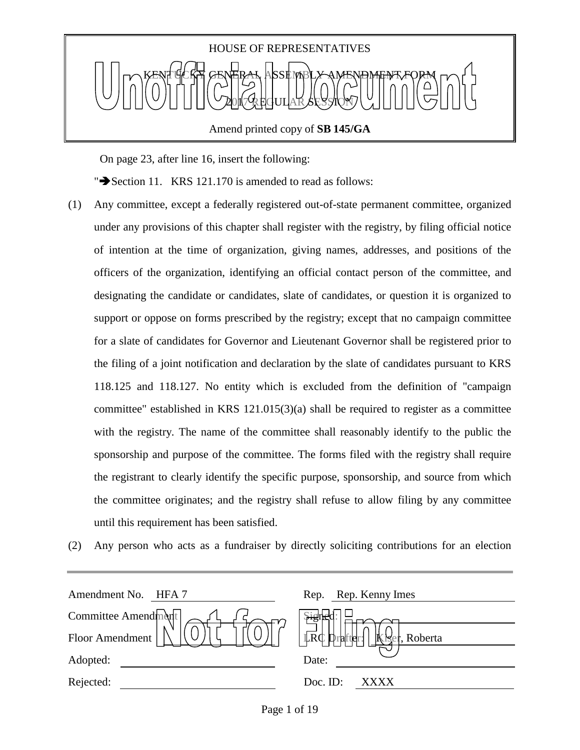HOUSE OF REPRESENTATIVES

KENTUCKY GENERAL ASSEMBLY AMENDMENT FORM

2017 REGULAR SESSION

Amend printed copy of **SB 145/GA**

Unofficial Document

On page 23, after line 16, insert the following:

"➔Section 11. KRS 121.170 is amended to read as follows:

(1) Any committee, except a federally registered out-of-state permanent committee, organized under any provisions of this chapter shall register with the registry, by filing official notice of intention at the time of organization, giving names, addresses, and positions of the officers of the organization, identifying an official contact person of the committee, and designating the candidate or candidates, slate of candidates, or question it is organized to support or oppose on forms prescribed by the registry; except that no campaign committee for a slate of candidates for Governor and Lieutenant Governor shall be registered prior to the filing of a joint notification and declaration by the slate of candidates pursuant to KRS 118.125 and 118.127. No entity which is excluded from the definition of "campaign committee" established in KRS 121.015(3)(a) shall be required to register as a committee with the registry. The name of the committee shall reasonably identify to the public the sponsorship and purpose of the committee. The forms filed with the registry shall require the registrant to clearly identify the specific purpose, sponsorship, and source from which the committee originates; and the registry shall refuse to allow filing by any committee until this requirement has been satisfied.

(2) Any person who acts as a fundraiser by directly soliciting contributions for an election

| | | | |
|---|---|---|---|
| Amendment No. | HFA 7 | Rep. | Rep. Kenny Imes |
| Committee Amendment | | Signed: | |
| Floor Amendment | | LRC Drafter: | Kiser, Roberta |
| Adopted: | | Date: | |
| Rejected: | | Doc. ID: | XXXX |

Not for Filing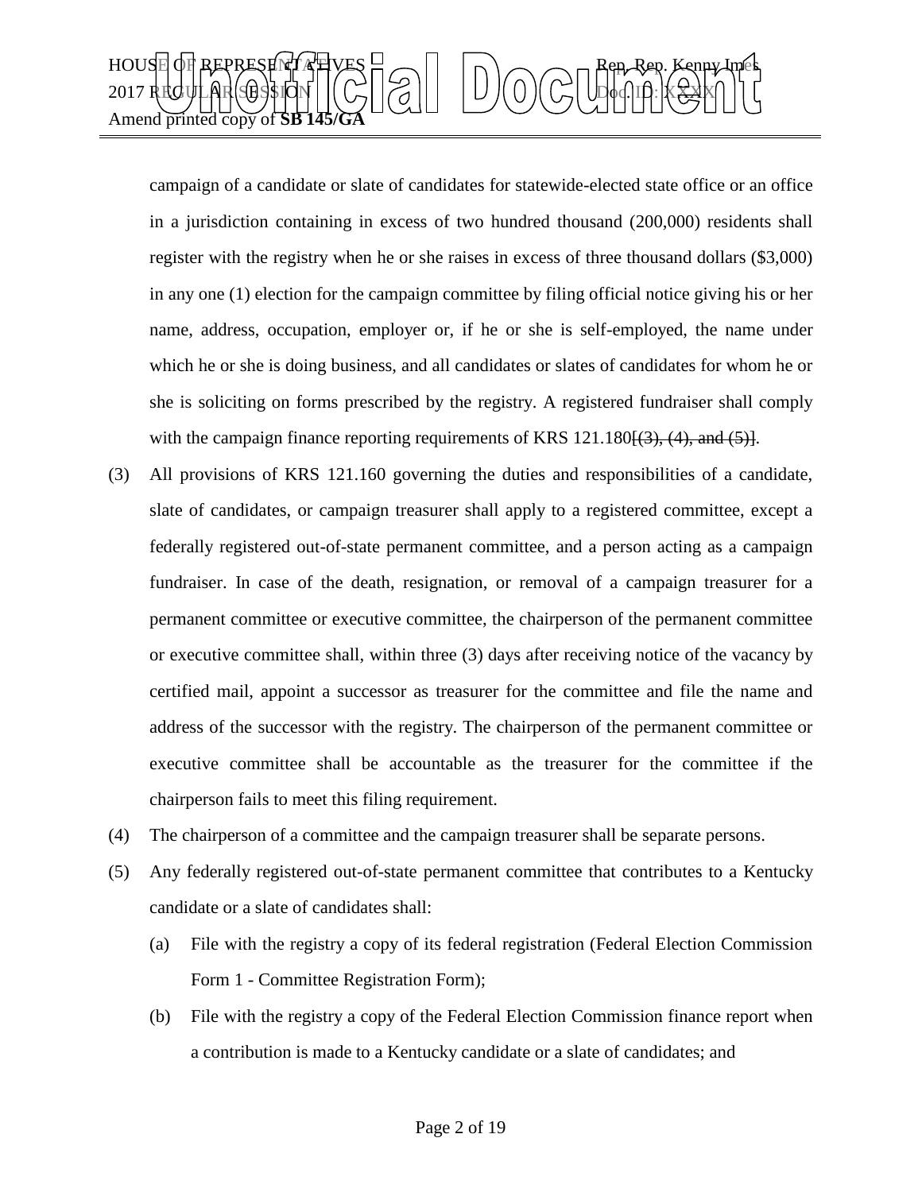campaign of a candidate or slate of candidates for statewide-elected state office or an office in a jurisdiction containing in excess of two hundred thousand (200,000) residents shall register with the registry when he or she raises in excess of three thousand dollars ($3,000) in any one (1) election for the campaign committee by filing official notice giving his or her name, address, occupation, employer or, if he or she is self-employed, the name under which he or she is doing business, and all candidates or slates of candidates for whom he or she is soliciting on forms prescribed by the registry. A registered fundraiser shall comply with the campaign finance reporting requirements of KRS 121.180~~[(3), (4), and (5)]~~.

(3) All provisions of KRS 121.160 governing the duties and responsibilities of a candidate, slate of candidates, or campaign treasurer shall apply to a registered committee, except a federally registered out-of-state permanent committee, and a person acting as a campaign fundraiser. In case of the death, resignation, or removal of a campaign treasurer for a permanent committee or executive committee, the chairperson of the permanent committee or executive committee shall, within three (3) days after receiving notice of the vacancy by certified mail, appoint a successor as treasurer for the committee and file the name and address of the successor with the registry. The chairperson of the permanent committee or executive committee shall be accountable as the treasurer for the committee if the chairperson fails to meet this filing requirement.

(4) The chairperson of a committee and the campaign treasurer shall be separate persons.

(5) Any federally registered out-of-state permanent committee that contributes to a Kentucky candidate or a slate of candidates shall:

   (a) File with the registry a copy of its federal registration (Federal Election Commission Form 1 - Committee Registration Form);

   (b) File with the registry a copy of the Federal Election Commission finance report when a contribution is made to a Kentucky candidate or a slate of candidates; and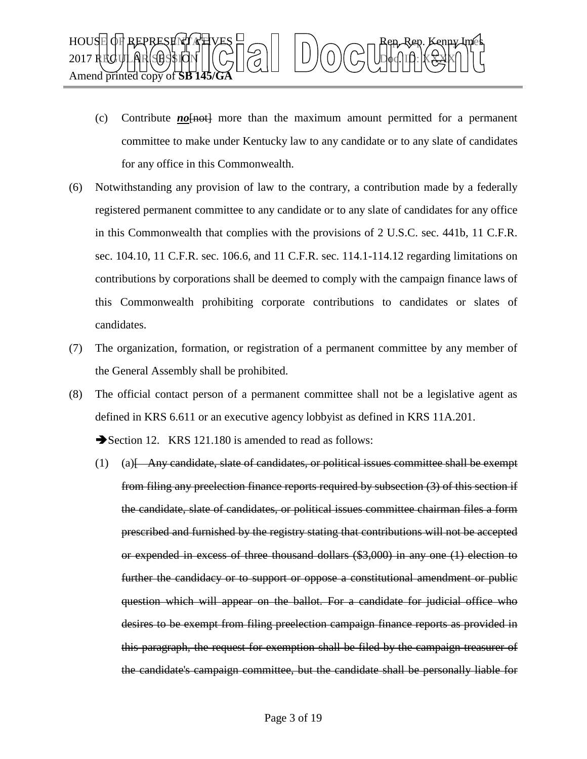(c) Contribute ***no***[not] more than the maximum amount permitted for a permanent committee to make under Kentucky law to any candidate or to any slate of candidates for any office in this Commonwealth.

(6) Notwithstanding any provision of law to the contrary, a contribution made by a federally registered permanent committee to any candidate or to any slate of candidates for any office in this Commonwealth that complies with the provisions of 2 U.S.C. sec. 441b, 11 C.F.R. sec. 104.10, 11 C.F.R. sec. 106.6, and 11 C.F.R. sec. 114.1-114.12 regarding limitations on contributions by corporations shall be deemed to comply with the campaign finance laws of this Commonwealth prohibiting corporate contributions to candidates or slates of candidates.

(7) The organization, formation, or registration of a permanent committee by any member of the General Assembly shall be prohibited.

(8) The official contact person of a permanent committee shall not be a legislative agent as defined in KRS 6.611 or an executive agency lobbyist as defined in KRS 11A.201.

➔Section 12. KRS 121.180 is amended to read as follows:

(1) (a)~~[ Any candidate, slate of candidates, or political issues committee shall be exempt from filing any preelection finance reports required by subsection (3) of this section if the candidate, slate of candidates, or political issues committee chairman files a form prescribed and furnished by the registry stating that contributions will not be accepted or expended in excess of three thousand dollars ($3,000) in any one (1) election to further the candidacy or to support or oppose a constitutional amendment or public question which will appear on the ballot. For a candidate for judicial office who desires to be exempt from filing preelection campaign finance reports as provided in this paragraph, the request for exemption shall be filed by the campaign treasurer of the candidate's campaign committee, but the candidate shall be personally liable for~~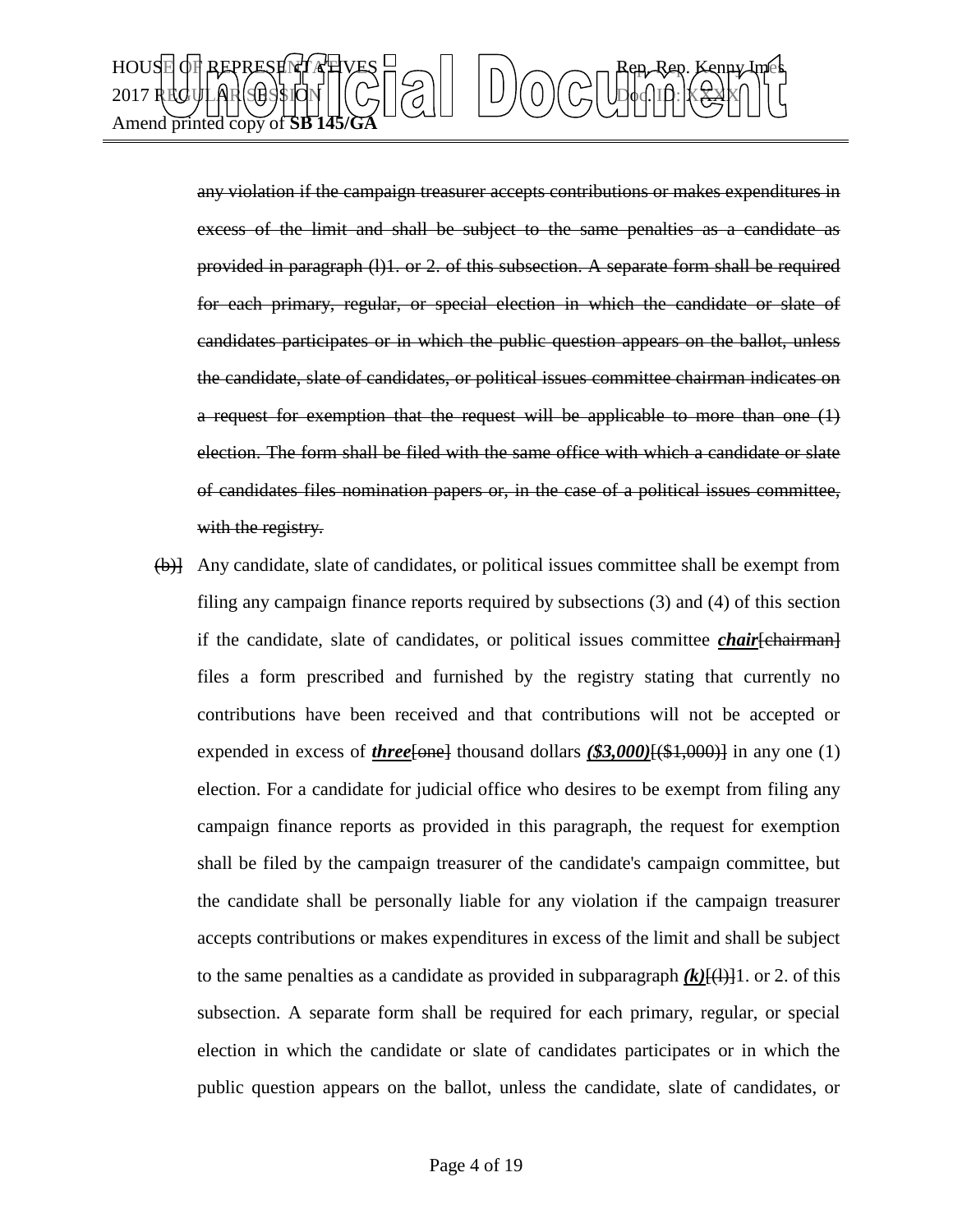~~any violation if the campaign treasurer accepts contributions or makes expenditures in excess of the limit and shall be subject to the same penalties as a candidate as provided in paragraph (l)1. or 2. of this subsection. A separate form shall be required for each primary, regular, or special election in which the candidate or slate of candidates participates or in which the public question appears on the ballot, unless the candidate, slate of candidates, or political issues committee chairman indicates on a request for exemption that the request will be applicable to more than one (1) election. The form shall be filed with the same office with which a candidate or slate of candidates files nomination papers or, in the case of a political issues committee, with the registry.~~

~~(b)~~] Any candidate, slate of candidates, or political issues committee shall be exempt from filing any campaign finance reports required by subsections (3) and (4) of this section if the candidate, slate of candidates, or political issues committee ***chair***[~~chairman~~] files a form prescribed and furnished by the registry stating that currently no contributions have been received and that contributions will not be accepted or expended in excess of ***three***[~~one~~] thousand dollars ***($3,000)***[~~($1,000)~~] in any one (1) election. For a candidate for judicial office who desires to be exempt from filing any campaign finance reports as provided in this paragraph, the request for exemption shall be filed by the campaign treasurer of the candidate's campaign committee, but the candidate shall be personally liable for any violation if the campaign treasurer accepts contributions or makes expenditures in excess of the limit and shall be subject to the same penalties as a candidate as provided in subparagraph ***(k)***[~~(l)~~]1. or 2. of this subsection. A separate form shall be required for each primary, regular, or special election in which the candidate or slate of candidates participates or in which the public question appears on the ballot, unless the candidate, slate of candidates, or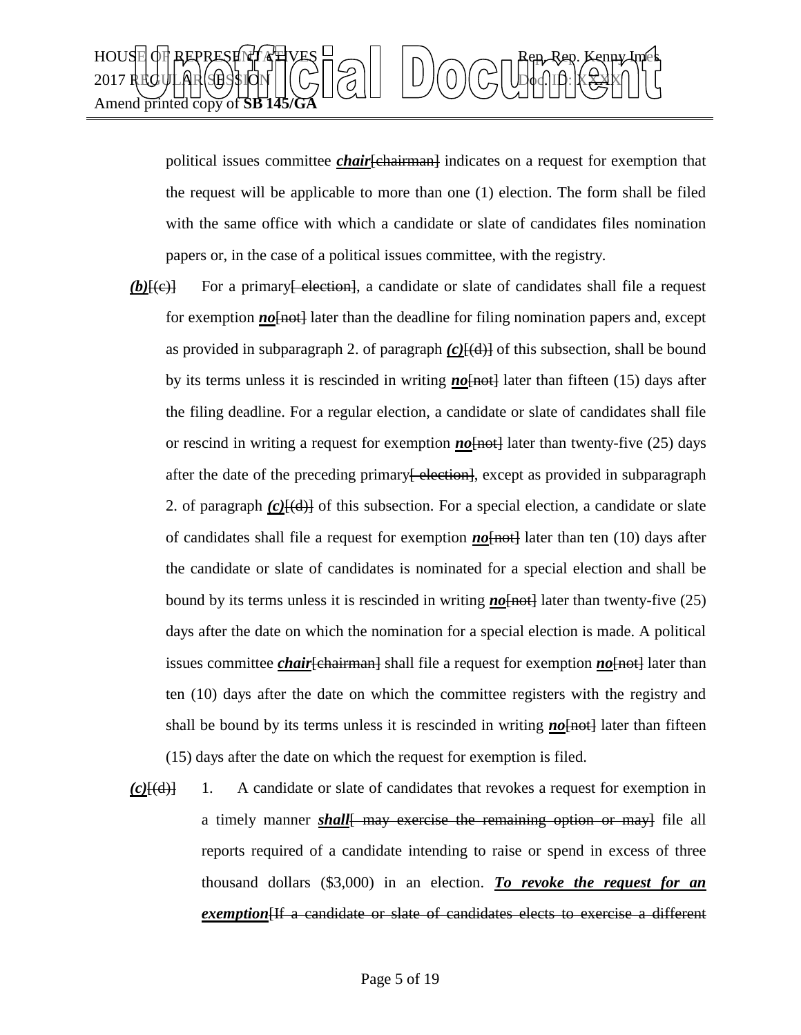political issues committee ***chair***[chairman] indicates on a request for exemption that the request will be applicable to more than one (1) election. The form shall be filed with the same office with which a candidate or slate of candidates files nomination papers or, in the case of a political issues committee, with the registry.

***(b)***[(c)] For a primary[ election], a candidate or slate of candidates shall file a request for exemption ***no***[not] later than the deadline for filing nomination papers and, except as provided in subparagraph 2. of paragraph ***(c)***[(d)] of this subsection, shall be bound by its terms unless it is rescinded in writing ***no***[not] later than fifteen (15) days after the filing deadline. For a regular election, a candidate or slate of candidates shall file or rescind in writing a request for exemption ***no***[not] later than twenty-five (25) days after the date of the preceding primary[ election], except as provided in subparagraph 2. of paragraph ***(c)***[(d)] of this subsection. For a special election, a candidate or slate of candidates shall file a request for exemption ***no***[not] later than ten (10) days after the candidate or slate of candidates is nominated for a special election and shall be bound by its terms unless it is rescinded in writing ***no***[not] later than twenty-five (25) days after the date on which the nomination for a special election is made. A political issues committee ***chair***[chairman] shall file a request for exemption ***no***[not] later than ten (10) days after the date on which the committee registers with the registry and shall be bound by its terms unless it is rescinded in writing ***no***[not] later than fifteen (15) days after the date on which the request for exemption is filed.

***(c)***[(d)] 1. A candidate or slate of candidates that revokes a request for exemption in a timely manner ***shall***[ may exercise the remaining option or may] file all reports required of a candidate intending to raise or spend in excess of three thousand dollars ($3,000) in an election. ***To revoke the request for an exemption***[If a candidate or slate of candidates elects to exercise a different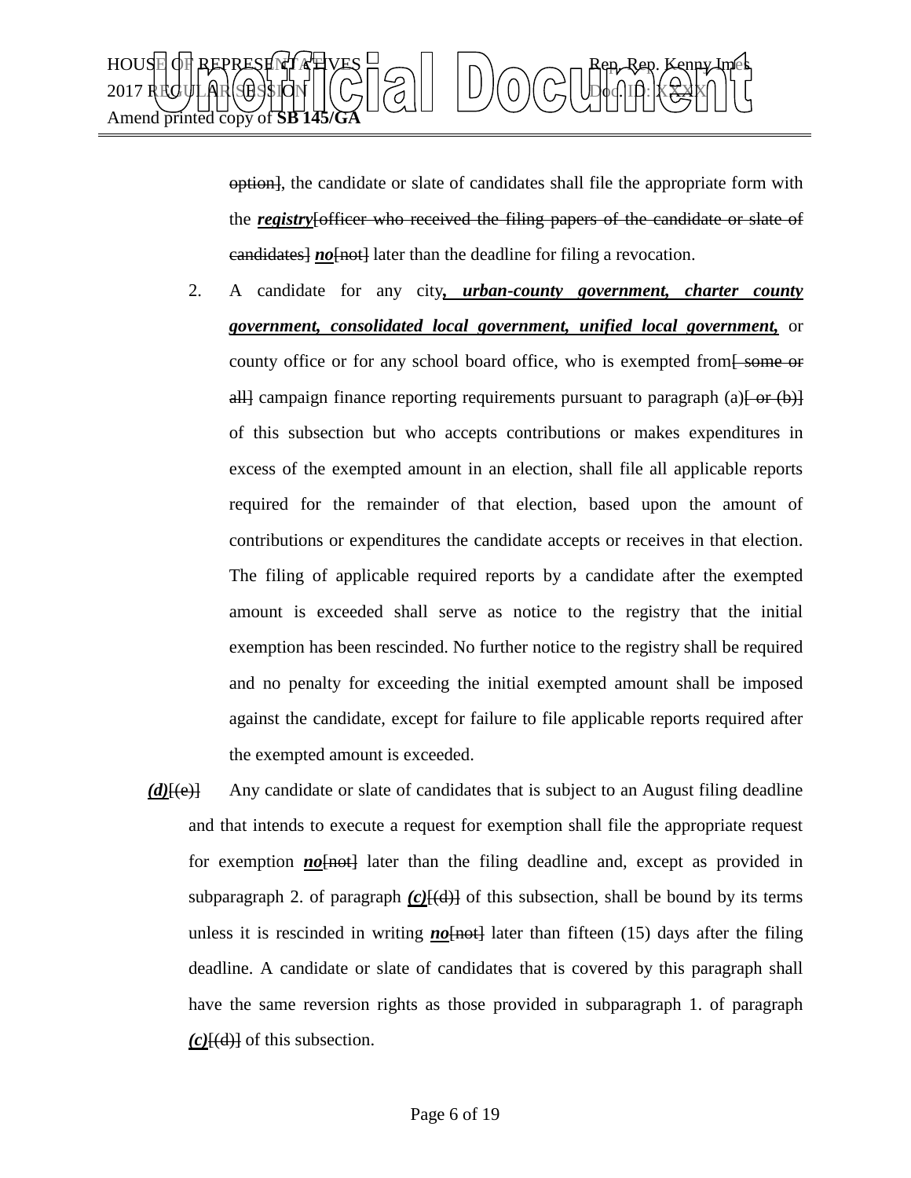option], the candidate or slate of candidates shall file the appropriate form with the ***registry***[officer who received the filing papers of the candidate or slate of candidates] ***no***[not] later than the deadline for filing a revocation.

2. A candidate for any city***, urban-county government, charter county government, consolidated local government, unified local government,*** or county office or for any school board office, who is exempted from[ some or all] campaign finance reporting requirements pursuant to paragraph (a)[ or (b)] of this subsection but who accepts contributions or makes expenditures in excess of the exempted amount in an election, shall file all applicable reports required for the remainder of that election, based upon the amount of contributions or expenditures the candidate accepts or receives in that election. The filing of applicable required reports by a candidate after the exempted amount is exceeded shall serve as notice to the registry that the initial exemption has been rescinded. No further notice to the registry shall be required and no penalty for exceeding the initial exempted amount shall be imposed against the candidate, except for failure to file applicable reports required after the exempted amount is exceeded.

***(d)***[(e)] Any candidate or slate of candidates that is subject to an August filing deadline and that intends to execute a request for exemption shall file the appropriate request for exemption ***no***[not] later than the filing deadline and, except as provided in subparagraph 2. of paragraph ***(c)***[(d)] of this subsection, shall be bound by its terms unless it is rescinded in writing ***no***[not] later than fifteen (15) days after the filing deadline. A candidate or slate of candidates that is covered by this paragraph shall have the same reversion rights as those provided in subparagraph 1. of paragraph ***(c)***[(d)] of this subsection.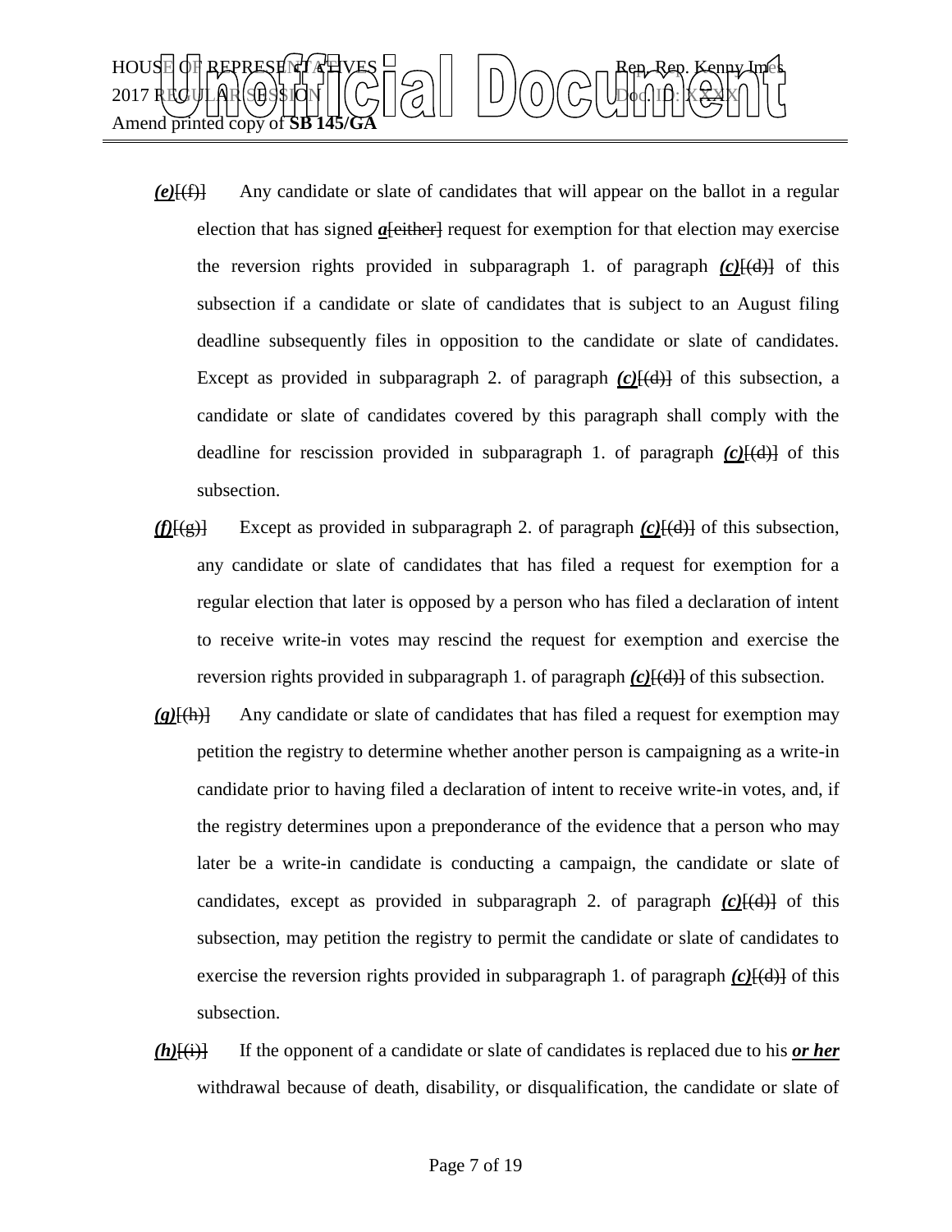***(e)***[(f)] Any candidate or slate of candidates that will appear on the ballot in a regular election that has signed ***a***[either] request for exemption for that election may exercise the reversion rights provided in subparagraph 1. of paragraph ***(c)***[(d)] of this subsection if a candidate or slate of candidates that is subject to an August filing deadline subsequently files in opposition to the candidate or slate of candidates. Except as provided in subparagraph 2. of paragraph ***(c)***[(d)] of this subsection, a candidate or slate of candidates covered by this paragraph shall comply with the deadline for rescission provided in subparagraph 1. of paragraph ***(c)***[(d)] of this subsection.

***(f)***[(g)] Except as provided in subparagraph 2. of paragraph ***(c)***[(d)] of this subsection, any candidate or slate of candidates that has filed a request for exemption for a regular election that later is opposed by a person who has filed a declaration of intent to receive write-in votes may rescind the request for exemption and exercise the reversion rights provided in subparagraph 1. of paragraph ***(c)***[(d)] of this subsection.

***(g)***[(h)] Any candidate or slate of candidates that has filed a request for exemption may petition the registry to determine whether another person is campaigning as a write-in candidate prior to having filed a declaration of intent to receive write-in votes, and, if the registry determines upon a preponderance of the evidence that a person who may later be a write-in candidate is conducting a campaign, the candidate or slate of candidates, except as provided in subparagraph 2. of paragraph ***(c)***[(d)] of this subsection, may petition the registry to permit the candidate or slate of candidates to exercise the reversion rights provided in subparagraph 1. of paragraph ***(c)***[(d)] of this subsection.

***(h)***[(i)] If the opponent of a candidate or slate of candidates is replaced due to his ***or her*** withdrawal because of death, disability, or disqualification, the candidate or slate of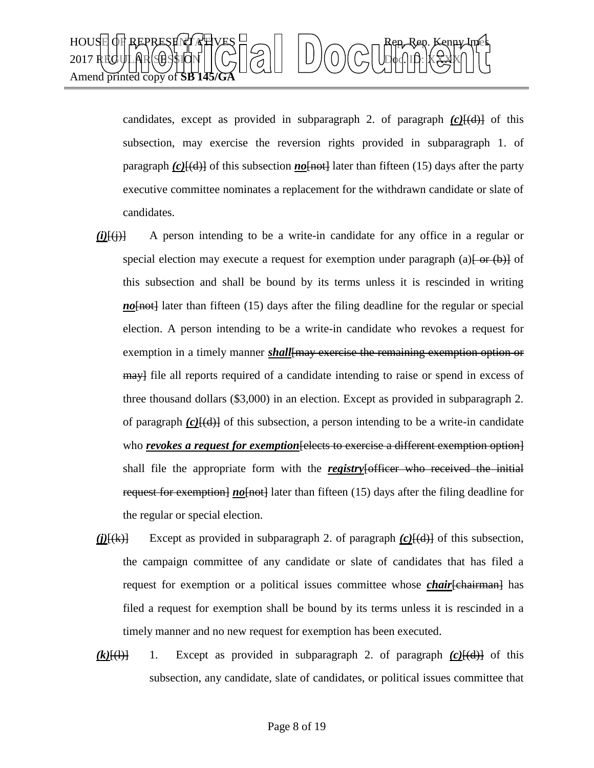candidates, except as provided in subparagraph 2. of paragraph ***(c)***[(d)] of this subsection, may exercise the reversion rights provided in subparagraph 1. of paragraph ***(c)***[(d)] of this subsection ***no***[not] later than fifteen (15) days after the party executive committee nominates a replacement for the withdrawn candidate or slate of candidates.

***(i)***[(j)] A person intending to be a write-in candidate for any office in a regular or special election may execute a request for exemption under paragraph (a)[ or (b)] of this subsection and shall be bound by its terms unless it is rescinded in writing ***no***[not] later than fifteen (15) days after the filing deadline for the regular or special election. A person intending to be a write-in candidate who revokes a request for exemption in a timely manner ***shall***[may exercise the remaining exemption option or may] file all reports required of a candidate intending to raise or spend in excess of three thousand dollars ($3,000) in an election. Except as provided in subparagraph 2. of paragraph ***(c)***[(d)] of this subsection, a person intending to be a write-in candidate who ***revokes a request for exemption***[elects to exercise a different exemption option] shall file the appropriate form with the ***registry***[officer who received the initial request for exemption] ***no***[not] later than fifteen (15) days after the filing deadline for the regular or special election.

***(j)***[(k)] Except as provided in subparagraph 2. of paragraph ***(c)***[(d)] of this subsection, the campaign committee of any candidate or slate of candidates that has filed a request for exemption or a political issues committee whose ***chair***[chairman] has filed a request for exemption shall be bound by its terms unless it is rescinded in a timely manner and no new request for exemption has been executed.

***(k)***[(l)] 1. Except as provided in subparagraph 2. of paragraph ***(c)***[(d)] of this subsection, any candidate, slate of candidates, or political issues committee that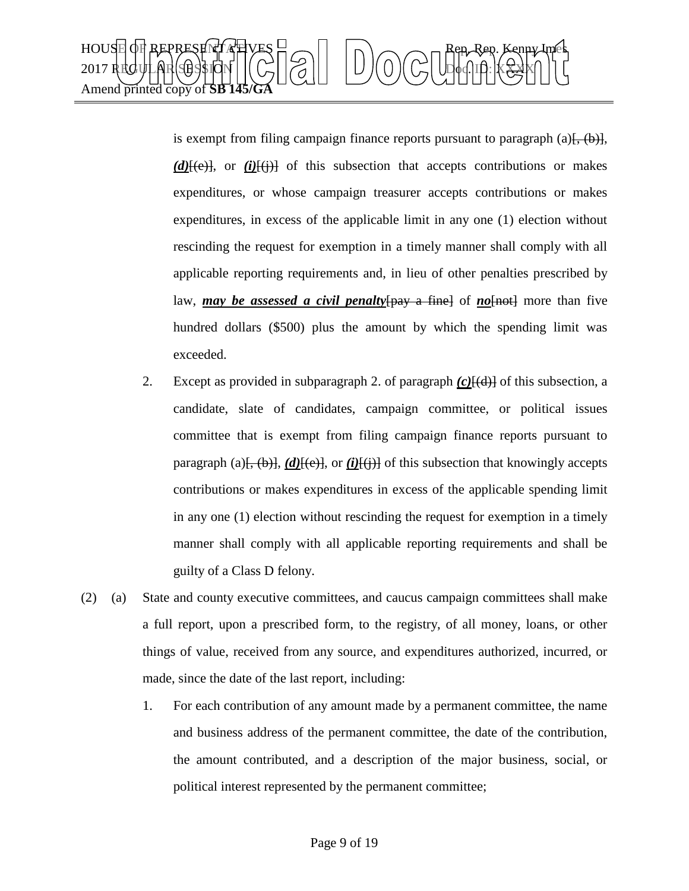is exempt from filing campaign finance reports pursuant to paragraph (a)[, (b)], ***(d)***[(e)], or ***(i)***[(j)] of this subsection that accepts contributions or makes expenditures, or whose campaign treasurer accepts contributions or makes expenditures, in excess of the applicable limit in any one (1) election without rescinding the request for exemption in a timely manner shall comply with all applicable reporting requirements and, in lieu of other penalties prescribed by law, ***may be assessed a civil penalty***[pay a fine] of ***no***[not] more than five hundred dollars ($500) plus the amount by which the spending limit was exceeded.

2. Except as provided in subparagraph 2. of paragraph ***(c)***[(d)] of this subsection, a candidate, slate of candidates, campaign committee, or political issues committee that is exempt from filing campaign finance reports pursuant to paragraph (a)[, (b)], ***(d)***[(e)], or ***(i)***[(j)] of this subsection that knowingly accepts contributions or makes expenditures in excess of the applicable spending limit in any one (1) election without rescinding the request for exemption in a timely manner shall comply with all applicable reporting requirements and shall be guilty of a Class D felony.

(2) (a) State and county executive committees, and caucus campaign committees shall make a full report, upon a prescribed form, to the registry, of all money, loans, or other things of value, received from any source, and expenditures authorized, incurred, or made, since the date of the last report, including:

1. For each contribution of any amount made by a permanent committee, the name and business address of the permanent committee, the date of the contribution, the amount contributed, and a description of the major business, social, or political interest represented by the permanent committee;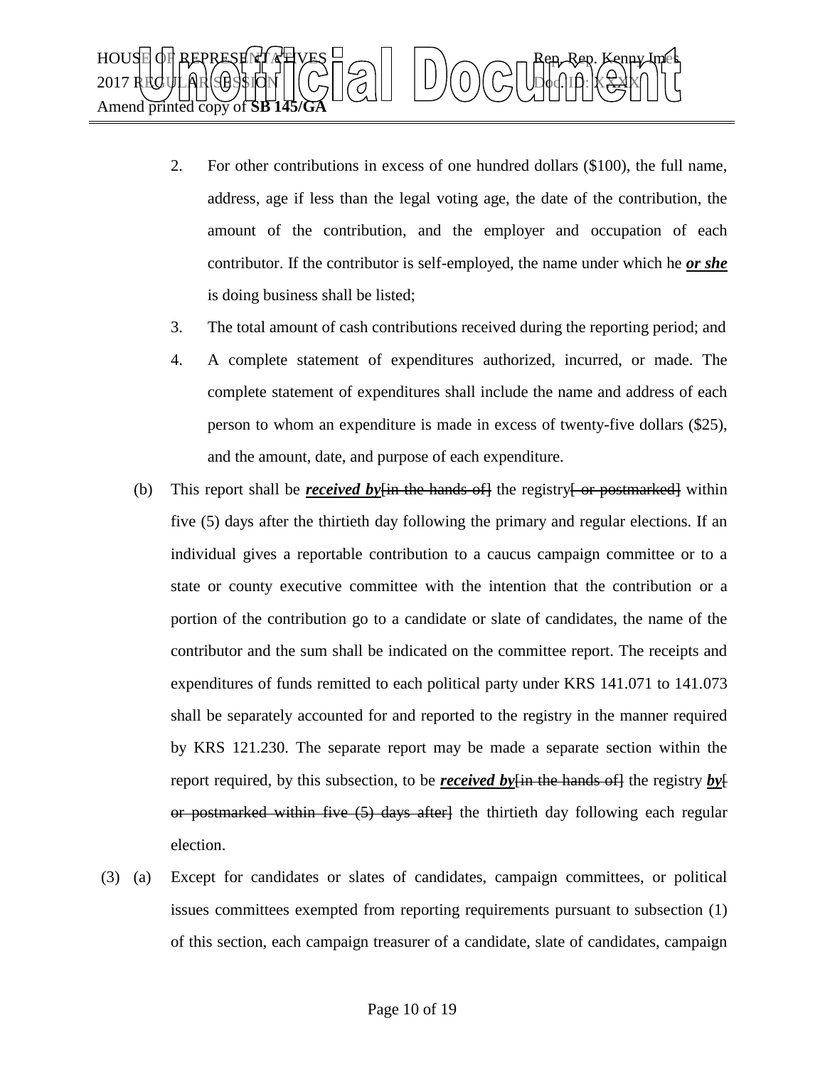2. For other contributions in excess of one hundred dollars ($100), the full name, address, age if less than the legal voting age, the date of the contribution, the amount of the contribution, and the employer and occupation of each contributor. If the contributor is self-employed, the name under which he ***or she*** is doing business shall be listed;

3. The total amount of cash contributions received during the reporting period; and

4. A complete statement of expenditures authorized, incurred, or made. The complete statement of expenditures shall include the name and address of each person to whom an expenditure is made in excess of twenty-five dollars ($25), and the amount, date, and purpose of each expenditure.

(b) This report shall be ***received by***~~[in the hands of]~~ the registry~~[ or postmarked]~~ within five (5) days after the thirtieth day following the primary and regular elections. If an individual gives a reportable contribution to a caucus campaign committee or to a state or county executive committee with the intention that the contribution or a portion of the contribution go to a candidate or slate of candidates, the name of the contributor and the sum shall be indicated on the committee report. The receipts and expenditures of funds remitted to each political party under KRS 141.071 to 141.073 shall be separately accounted for and reported to the registry in the manner required by KRS 121.230. The separate report may be made a separate section within the report required, by this subsection, to be ***received by***~~[in the hands of]~~ the registry ***by***~~[ or postmarked within five (5) days after]~~ the thirtieth day following each regular election.

(3) (a) Except for candidates or slates of candidates, campaign committees, or political issues committees exempted from reporting requirements pursuant to subsection (1) of this section, each campaign treasurer of a candidate, slate of candidates, campaign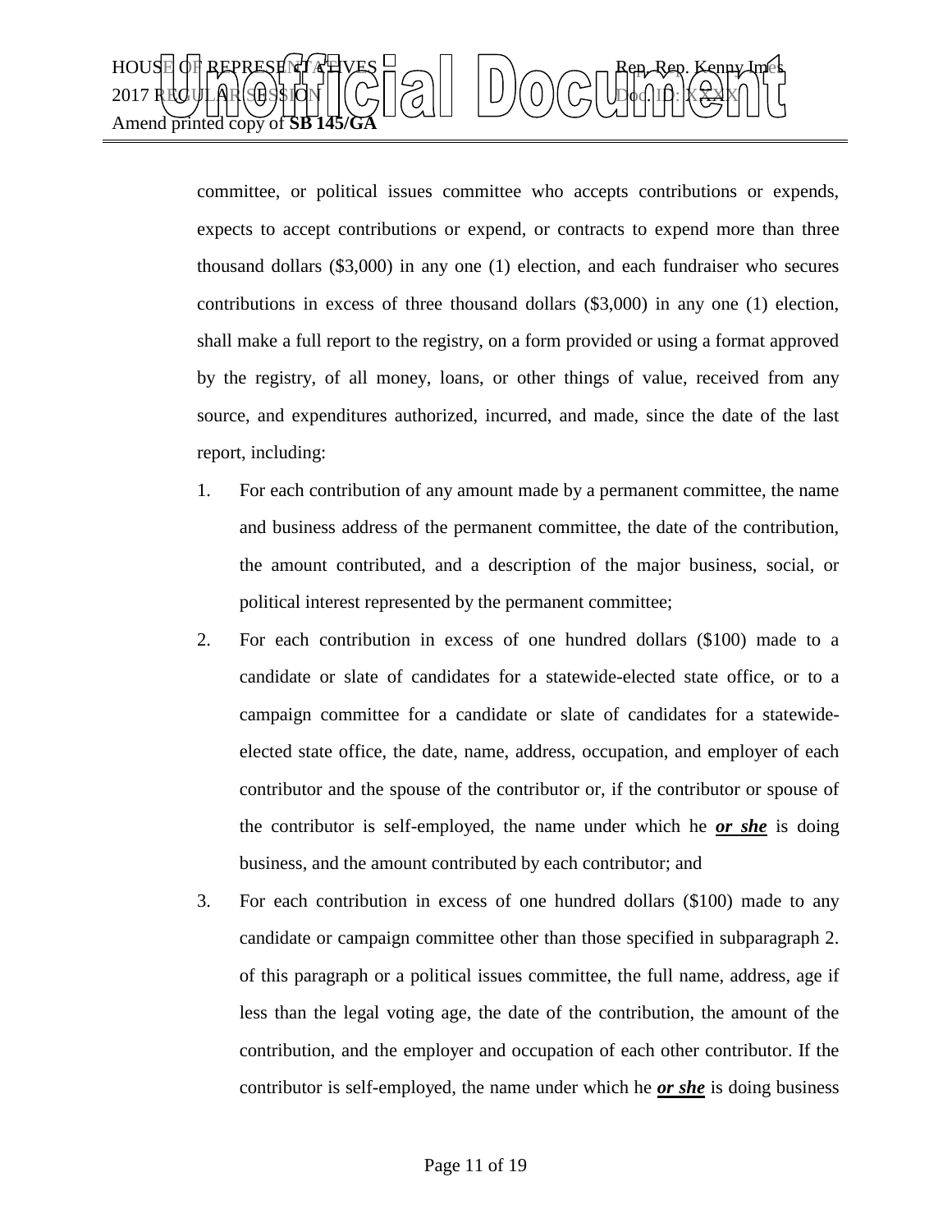committee, or political issues committee who accepts contributions or expends, expects to accept contributions or expend, or contracts to expend more than three thousand dollars ($3,000) in any one (1) election, and each fundraiser who secures contributions in excess of three thousand dollars ($3,000) in any one (1) election, shall make a full report to the registry, on a form provided or using a format approved by the registry, of all money, loans, or other things of value, received from any source, and expenditures authorized, incurred, and made, since the date of the last report, including:

1. For each contribution of any amount made by a permanent committee, the name and business address of the permanent committee, the date of the contribution, the amount contributed, and a description of the major business, social, or political interest represented by the permanent committee;

2. For each contribution in excess of one hundred dollars ($100) made to a candidate or slate of candidates for a statewide-elected state office, or to a campaign committee for a candidate or slate of candidates for a statewide-elected state office, the date, name, address, occupation, and employer of each contributor and the spouse of the contributor or, if the contributor or spouse of the contributor is self-employed, the name under which he ***or she*** is doing business, and the amount contributed by each contributor; and

3. For each contribution in excess of one hundred dollars ($100) made to any candidate or campaign committee other than those specified in subparagraph 2. of this paragraph or a political issues committee, the full name, address, age if less than the legal voting age, the date of the contribution, the amount of the contribution, and the employer and occupation of each other contributor. If the contributor is self-employed, the name under which he ***or she*** is doing business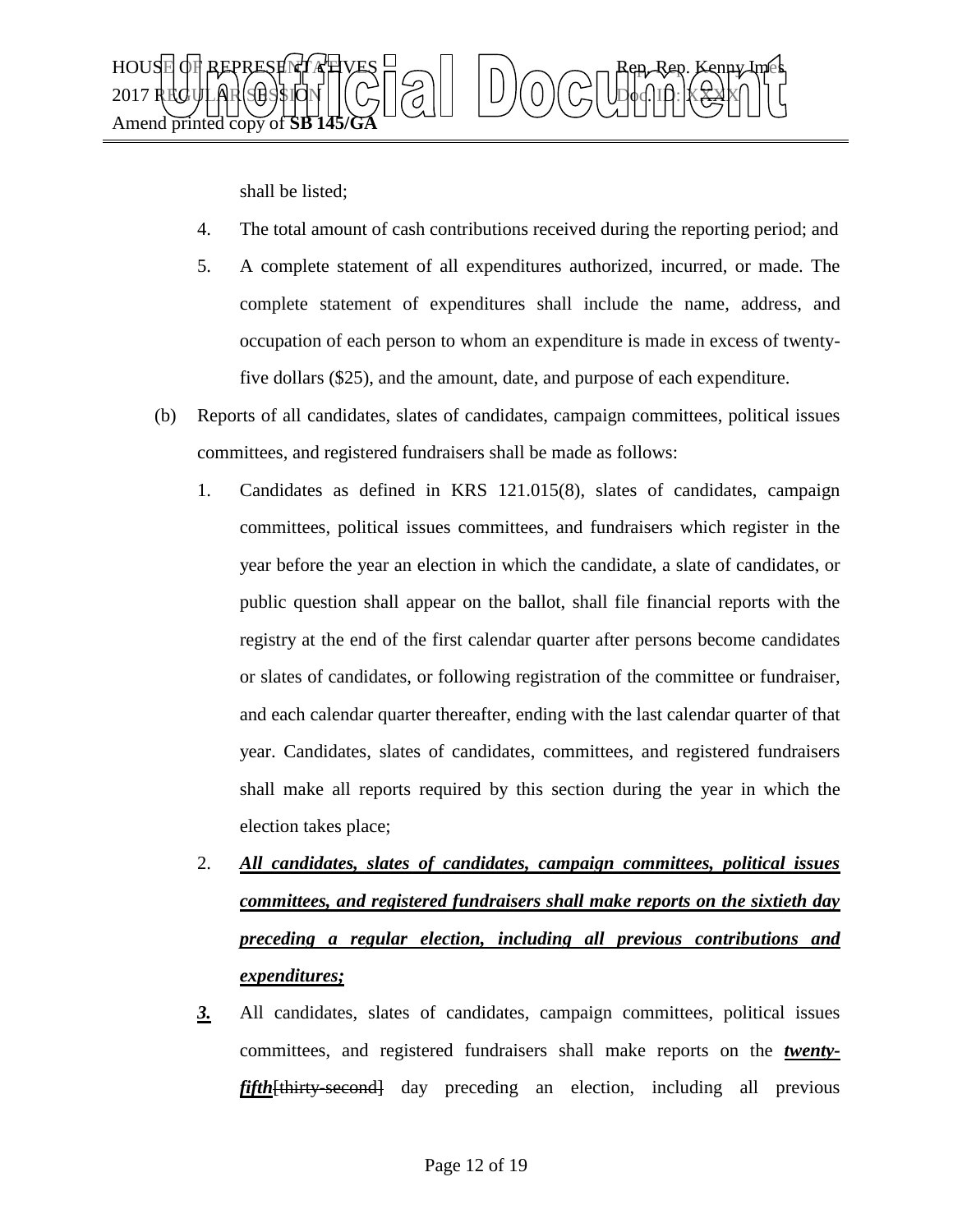shall be listed;

4. The total amount of cash contributions received during the reporting period; and

5. A complete statement of all expenditures authorized, incurred, or made. The complete statement of expenditures shall include the name, address, and occupation of each person to whom an expenditure is made in excess of twenty-five dollars ($25), and the amount, date, and purpose of each expenditure.

(b) Reports of all candidates, slates of candidates, campaign committees, political issues committees, and registered fundraisers shall be made as follows:

1. Candidates as defined in KRS 121.015(8), slates of candidates, campaign committees, political issues committees, and fundraisers which register in the year before the year an election in which the candidate, a slate of candidates, or public question shall appear on the ballot, shall file financial reports with the registry at the end of the first calendar quarter after persons become candidates or slates of candidates, or following registration of the committee or fundraiser, and each calendar quarter thereafter, ending with the last calendar quarter of that year. Candidates, slates of candidates, committees, and registered fundraisers shall make all reports required by this section during the year in which the election takes place;

2. ***All candidates, slates of candidates, campaign committees, political issues committees, and registered fundraisers shall make reports on the sixtieth day preceding a regular election, including all previous contributions and expenditures;***

***3.*** All candidates, slates of candidates, campaign committees, political issues committees, and registered fundraisers shall make reports on the ***twenty-fifth***~~[thirty-second]~~ day preceding an election, including all previous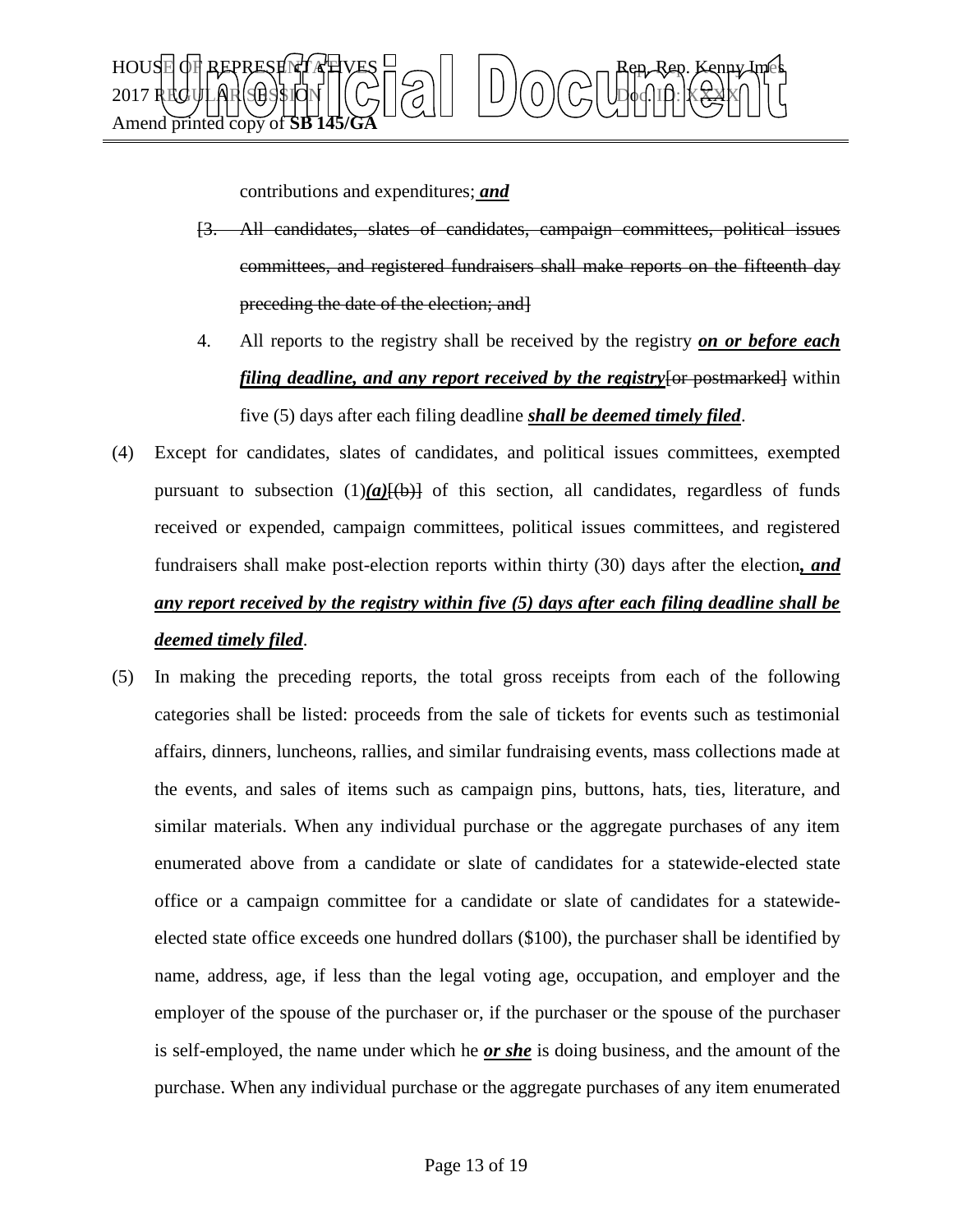contributions and expenditures; ***and***

[3. All candidates, slates of candidates, campaign committees, political issues committees, and registered fundraisers shall make reports on the fifteenth day preceding the date of the election; and]

4. All reports to the registry shall be received by the registry ***on or before each filing deadline, and any report received by the registry***[or postmarked] within five (5) days after each filing deadline ***shall be deemed timely filed***.

(4) Except for candidates, slates of candidates, and political issues committees, exempted pursuant to subsection (1)***(a)***[(b)] of this section, all candidates, regardless of funds received or expended, campaign committees, political issues committees, and registered fundraisers shall make post-election reports within thirty (30) days after the election***, and any report received by the registry within five (5) days after each filing deadline shall be deemed timely filed***.

(5) In making the preceding reports, the total gross receipts from each of the following categories shall be listed: proceeds from the sale of tickets for events such as testimonial affairs, dinners, luncheons, rallies, and similar fundraising events, mass collections made at the events, and sales of items such as campaign pins, buttons, hats, ties, literature, and similar materials. When any individual purchase or the aggregate purchases of any item enumerated above from a candidate or slate of candidates for a statewide-elected state office or a campaign committee for a candidate or slate of candidates for a statewide-elected state office exceeds one hundred dollars ($100), the purchaser shall be identified by name, address, age, if less than the legal voting age, occupation, and employer and the employer of the spouse of the purchaser or, if the purchaser or the spouse of the purchaser is self-employed, the name under which he ***or she*** is doing business, and the amount of the purchase. When any individual purchase or the aggregate purchases of any item enumerated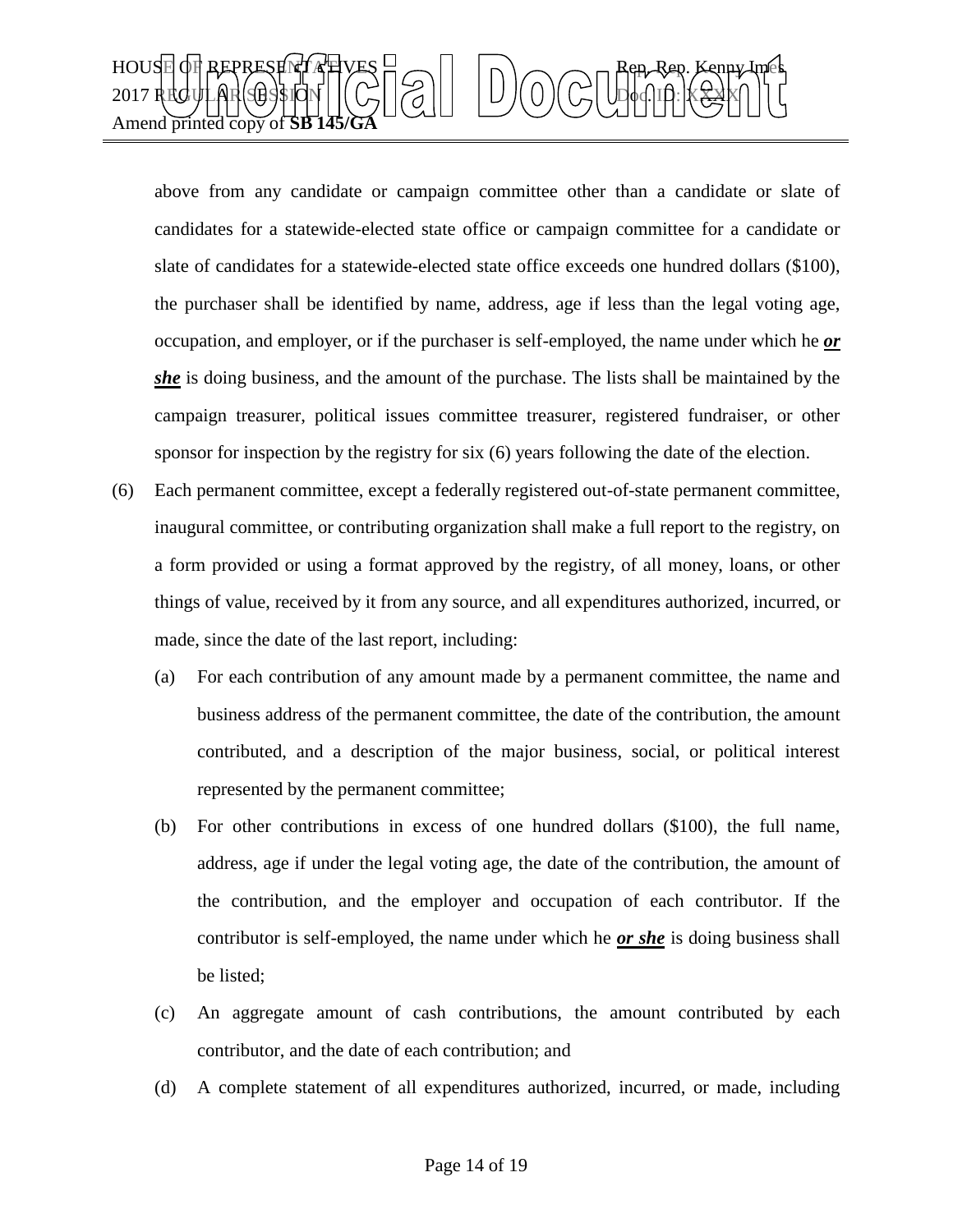above from any candidate or campaign committee other than a candidate or slate of candidates for a statewide-elected state office or campaign committee for a candidate or slate of candidates for a statewide-elected state office exceeds one hundred dollars ($100), the purchaser shall be identified by name, address, age if less than the legal voting age, occupation, and employer, or if the purchaser is self-employed, the name under which he ***or she*** is doing business, and the amount of the purchase. The lists shall be maintained by the campaign treasurer, political issues committee treasurer, registered fundraiser, or other sponsor for inspection by the registry for six (6) years following the date of the election.

(6) Each permanent committee, except a federally registered out-of-state permanent committee, inaugural committee, or contributing organization shall make a full report to the registry, on a form provided or using a format approved by the registry, of all money, loans, or other things of value, received by it from any source, and all expenditures authorized, incurred, or made, since the date of the last report, including:

(a) For each contribution of any amount made by a permanent committee, the name and business address of the permanent committee, the date of the contribution, the amount contributed, and a description of the major business, social, or political interest represented by the permanent committee;

(b) For other contributions in excess of one hundred dollars ($100), the full name, address, age if under the legal voting age, the date of the contribution, the amount of the contribution, and the employer and occupation of each contributor. If the contributor is self-employed, the name under which he ***or she*** is doing business shall be listed;

(c) An aggregate amount of cash contributions, the amount contributed by each contributor, and the date of each contribution; and

(d) A complete statement of all expenditures authorized, incurred, or made, including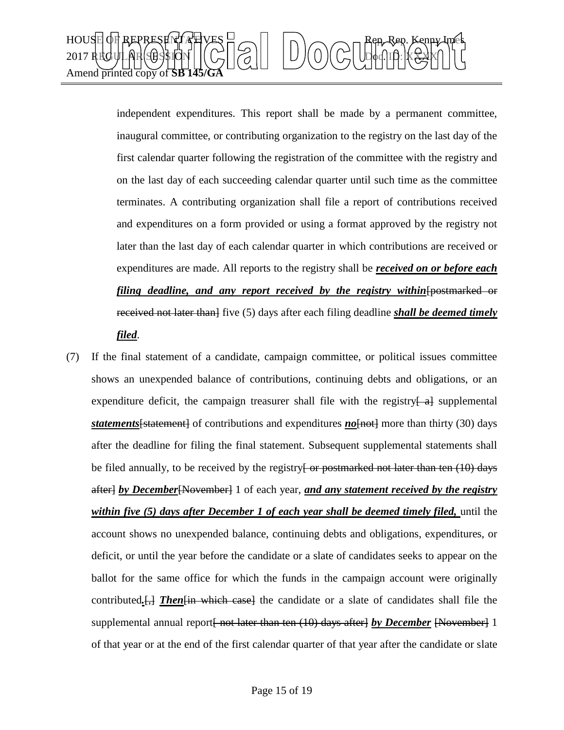independent expenditures. This report shall be made by a permanent committee, inaugural committee, or contributing organization to the registry on the last day of the first calendar quarter following the registration of the committee with the registry and on the last day of each succeeding calendar quarter until such time as the committee terminates. A contributing organization shall file a report of contributions received and expenditures on a form provided or using a format approved by the registry not later than the last day of each calendar quarter in which contributions are received or expenditures are made. All reports to the registry shall be ***received on or before each filing deadline, and any report received by the registry within***~~[postmarked or received not later than]~~ five (5) days after each filing deadline ***shall be deemed timely filed***.

(7) If the final statement of a candidate, campaign committee, or political issues committee shows an unexpended balance of contributions, continuing debts and obligations, or an expenditure deficit, the campaign treasurer shall file with the registry~~[ a]~~ supplemental ***statements***~~[statement]~~ of contributions and expenditures ***no***~~[not]~~ more than thirty (30) days after the deadline for filing the final statement. Subsequent supplemental statements shall be filed annually, to be received by the registry~~[ or postmarked not later than ten (10) days after]~~ ***by December***~~[November]~~ 1 of each year, ***and any statement received by the registry within five (5) days after December 1 of each year shall be deemed timely filed,*** until the account shows no unexpended balance, continuing debts and obligations, expenditures, or deficit, or until the year before the candidate or a slate of candidates seeks to appear on the ballot for the same office for which the funds in the campaign account were originally contributed***.***~~[,]~~ ***Then***~~[in which case]~~ the candidate or a slate of candidates shall file the supplemental annual report~~[ not later than ten (10) days after]~~ ***by December*** ~~[November]~~ 1 of that year or at the end of the first calendar quarter of that year after the candidate or slate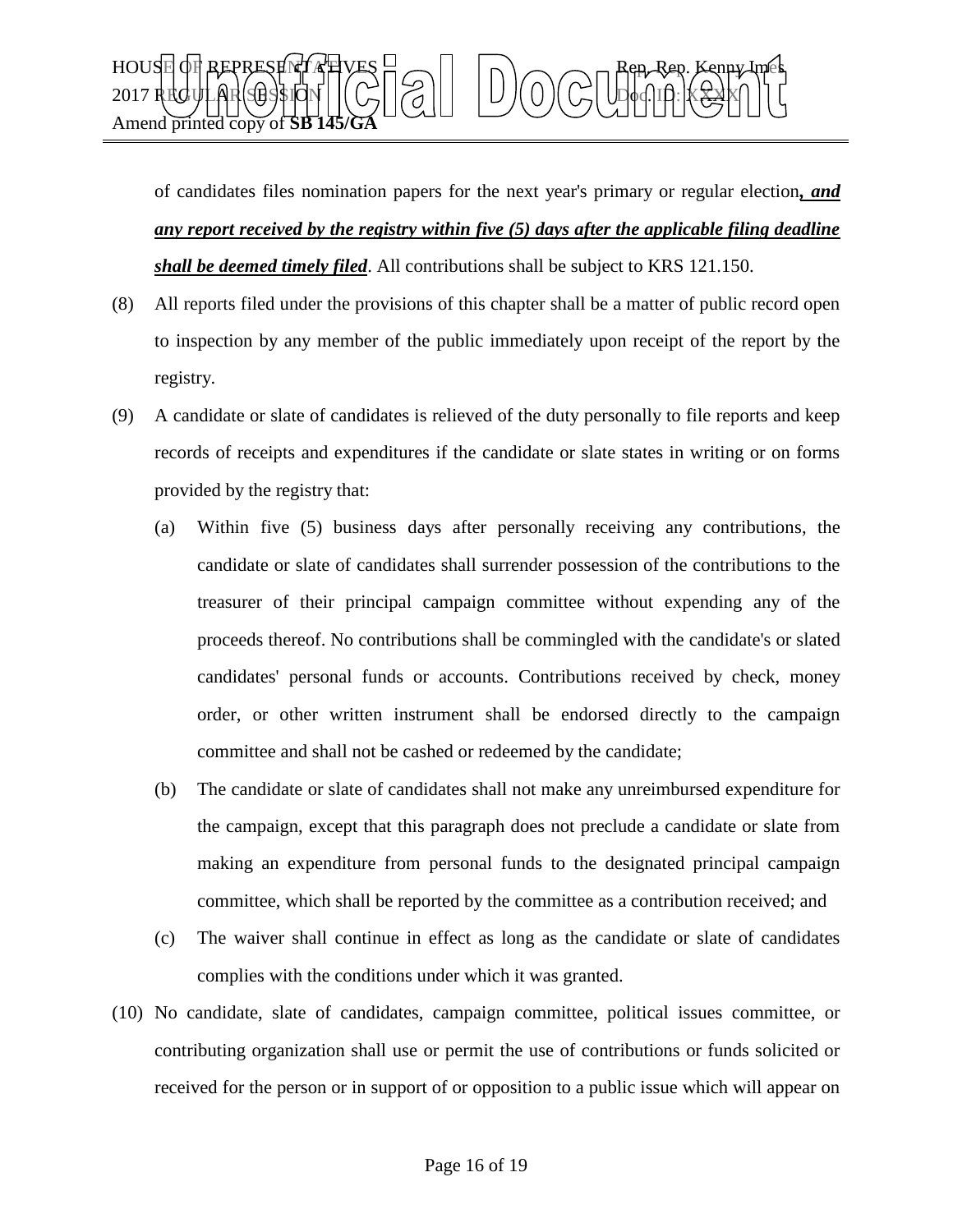of candidates files nomination papers for the next year's primary or regular election***, and any report received by the registry within five (5) days after the applicable filing deadline shall be deemed timely filed***. All contributions shall be subject to KRS 121.150.

(8) All reports filed under the provisions of this chapter shall be a matter of public record open to inspection by any member of the public immediately upon receipt of the report by the registry.

(9) A candidate or slate of candidates is relieved of the duty personally to file reports and keep records of receipts and expenditures if the candidate or slate states in writing or on forms provided by the registry that:

(a) Within five (5) business days after personally receiving any contributions, the candidate or slate of candidates shall surrender possession of the contributions to the treasurer of their principal campaign committee without expending any of the proceeds thereof. No contributions shall be commingled with the candidate's or slated candidates' personal funds or accounts. Contributions received by check, money order, or other written instrument shall be endorsed directly to the campaign committee and shall not be cashed or redeemed by the candidate;

(b) The candidate or slate of candidates shall not make any unreimbursed expenditure for the campaign, except that this paragraph does not preclude a candidate or slate from making an expenditure from personal funds to the designated principal campaign committee, which shall be reported by the committee as a contribution received; and

(c) The waiver shall continue in effect as long as the candidate or slate of candidates complies with the conditions under which it was granted.

(10) No candidate, slate of candidates, campaign committee, political issues committee, or contributing organization shall use or permit the use of contributions or funds solicited or received for the person or in support of or opposition to a public issue which will appear on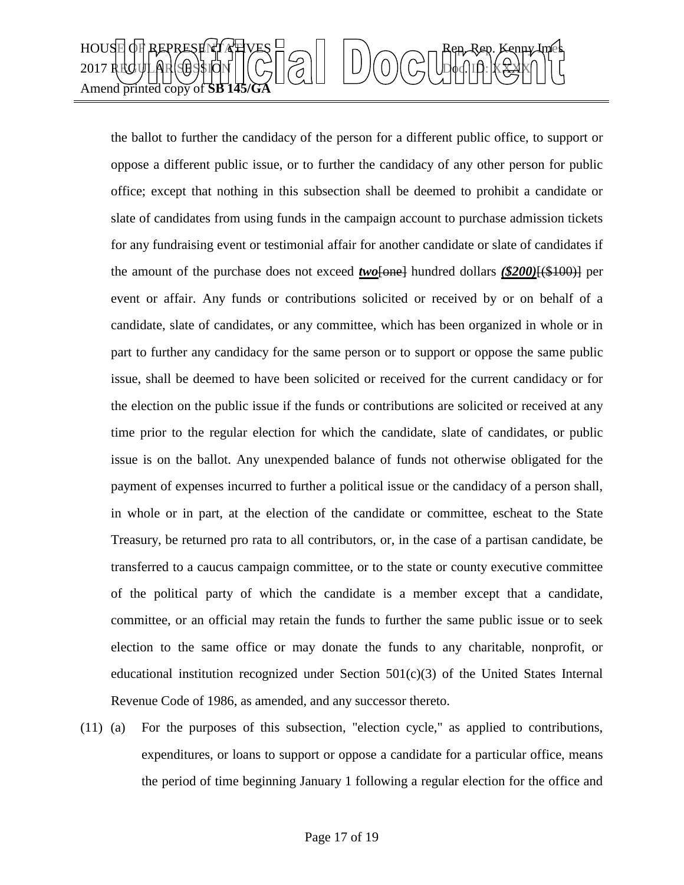the ballot to further the candidacy of the person for a different public office, to support or oppose a different public issue, or to further the candidacy of any other person for public office; except that nothing in this subsection shall be deemed to prohibit a candidate or slate of candidates from using funds in the campaign account to purchase admission tickets for any fundraising event or testimonial affair for another candidate or slate of candidates if the amount of the purchase does not exceed ***two***~~[one]~~ hundred dollars ***($200)***~~[($100)]~~ per event or affair. Any funds or contributions solicited or received by or on behalf of a candidate, slate of candidates, or any committee, which has been organized in whole or in part to further any candidacy for the same person or to support or oppose the same public issue, shall be deemed to have been solicited or received for the current candidacy or for the election on the public issue if the funds or contributions are solicited or received at any time prior to the regular election for which the candidate, slate of candidates, or public issue is on the ballot. Any unexpended balance of funds not otherwise obligated for the payment of expenses incurred to further a political issue or the candidacy of a person shall, in whole or in part, at the election of the candidate or committee, escheat to the State Treasury, be returned pro rata to all contributors, or, in the case of a partisan candidate, be transferred to a caucus campaign committee, or to the state or county executive committee of the political party of which the candidate is a member except that a candidate, committee, or an official may retain the funds to further the same public issue or to seek election to the same office or may donate the funds to any charitable, nonprofit, or educational institution recognized under Section 501(c)(3) of the United States Internal Revenue Code of 1986, as amended, and any successor thereto.

(11) (a) For the purposes of this subsection, "election cycle," as applied to contributions, expenditures, or loans to support or oppose a candidate for a particular office, means the period of time beginning January 1 following a regular election for the office and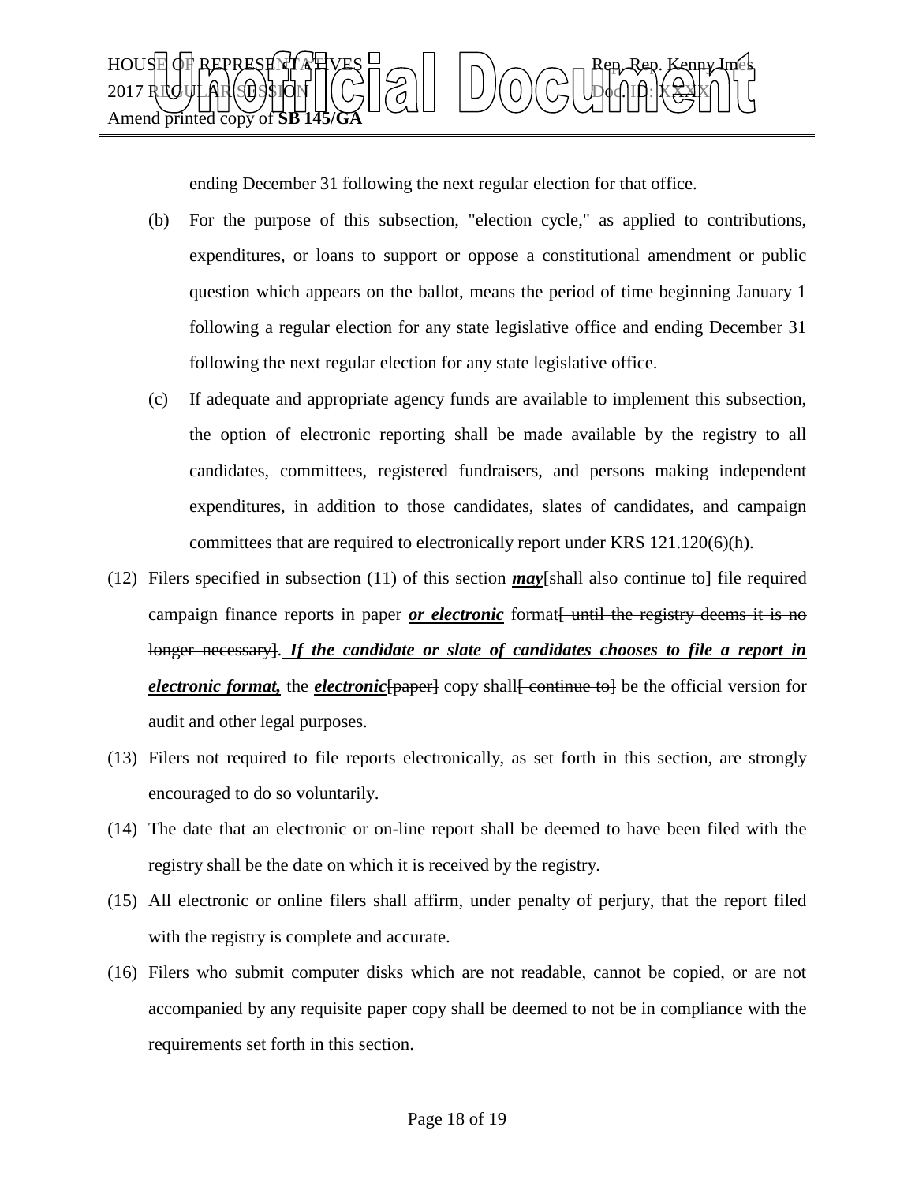ending December 31 following the next regular election for that office.

(b) For the purpose of this subsection, "election cycle," as applied to contributions, expenditures, or loans to support or oppose a constitutional amendment or public question which appears on the ballot, means the period of time beginning January 1 following a regular election for any state legislative office and ending December 31 following the next regular election for any state legislative office.

(c) If adequate and appropriate agency funds are available to implement this subsection, the option of electronic reporting shall be made available by the registry to all candidates, committees, registered fundraisers, and persons making independent expenditures, in addition to those candidates, slates of candidates, and campaign committees that are required to electronically report under KRS 121.120(6)(h).

(12) Filers specified in subsection (11) of this section ***may***~~[shall also continue to]~~ file required campaign finance reports in paper ***or electronic*** format~~[ until the registry deems it is no longer necessary]~~. ***If the candidate or slate of candidates chooses to file a report in electronic format,*** the ***electronic***~~[paper]~~ copy shall~~[ continue to]~~ be the official version for audit and other legal purposes.

(13) Filers not required to file reports electronically, as set forth in this section, are strongly encouraged to do so voluntarily.

(14) The date that an electronic or on-line report shall be deemed to have been filed with the registry shall be the date on which it is received by the registry.

(15) All electronic or online filers shall affirm, under penalty of perjury, that the report filed with the registry is complete and accurate.

(16) Filers who submit computer disks which are not readable, cannot be copied, or are not accompanied by any requisite paper copy shall be deemed to not be in compliance with the requirements set forth in this section.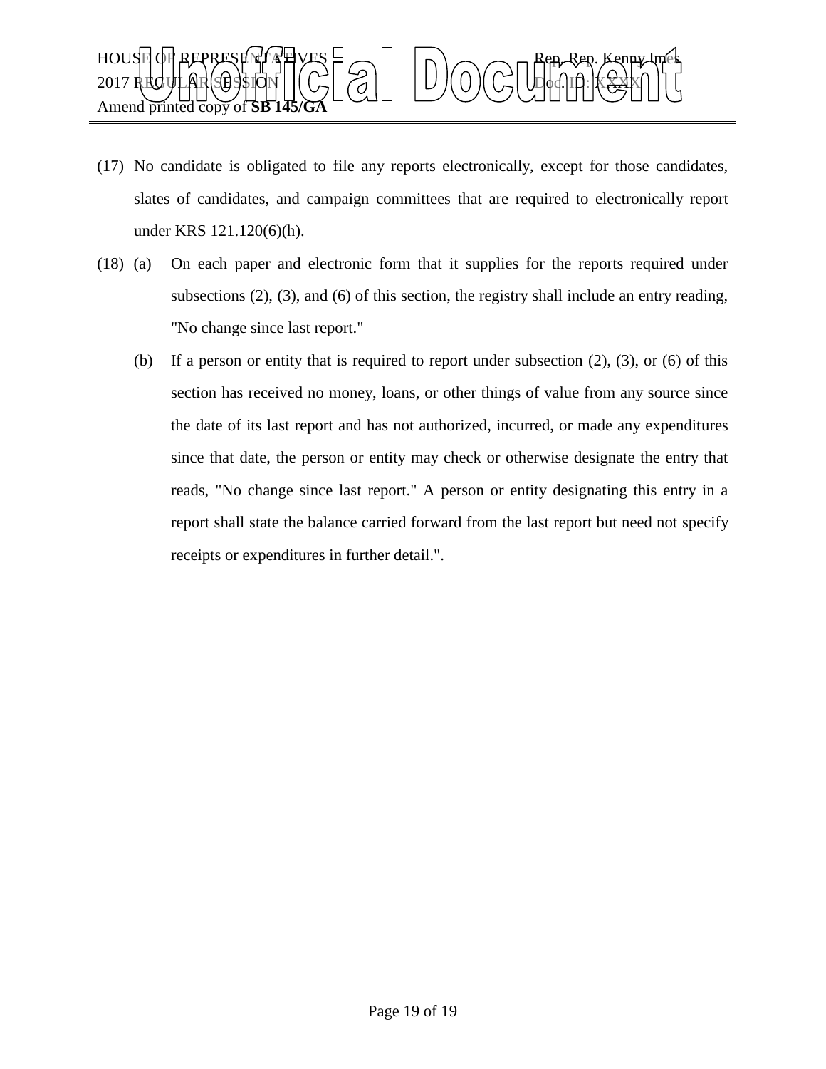(17) No candidate is obligated to file any reports electronically, except for those candidates, slates of candidates, and campaign committees that are required to electronically report under KRS 121.120(6)(h).

(18) (a) On each paper and electronic form that it supplies for the reports required under subsections (2), (3), and (6) of this section, the registry shall include an entry reading, "No change since last report."

(b) If a person or entity that is required to report under subsection (2), (3), or (6) of this section has received no money, loans, or other things of value from any source since the date of its last report and has not authorized, incurred, or made any expenditures since that date, the person or entity may check or otherwise designate the entry that reads, "No change since last report." A person or entity designating this entry in a report shall state the balance carried forward from the last report but need not specify receipts or expenditures in further detail.".